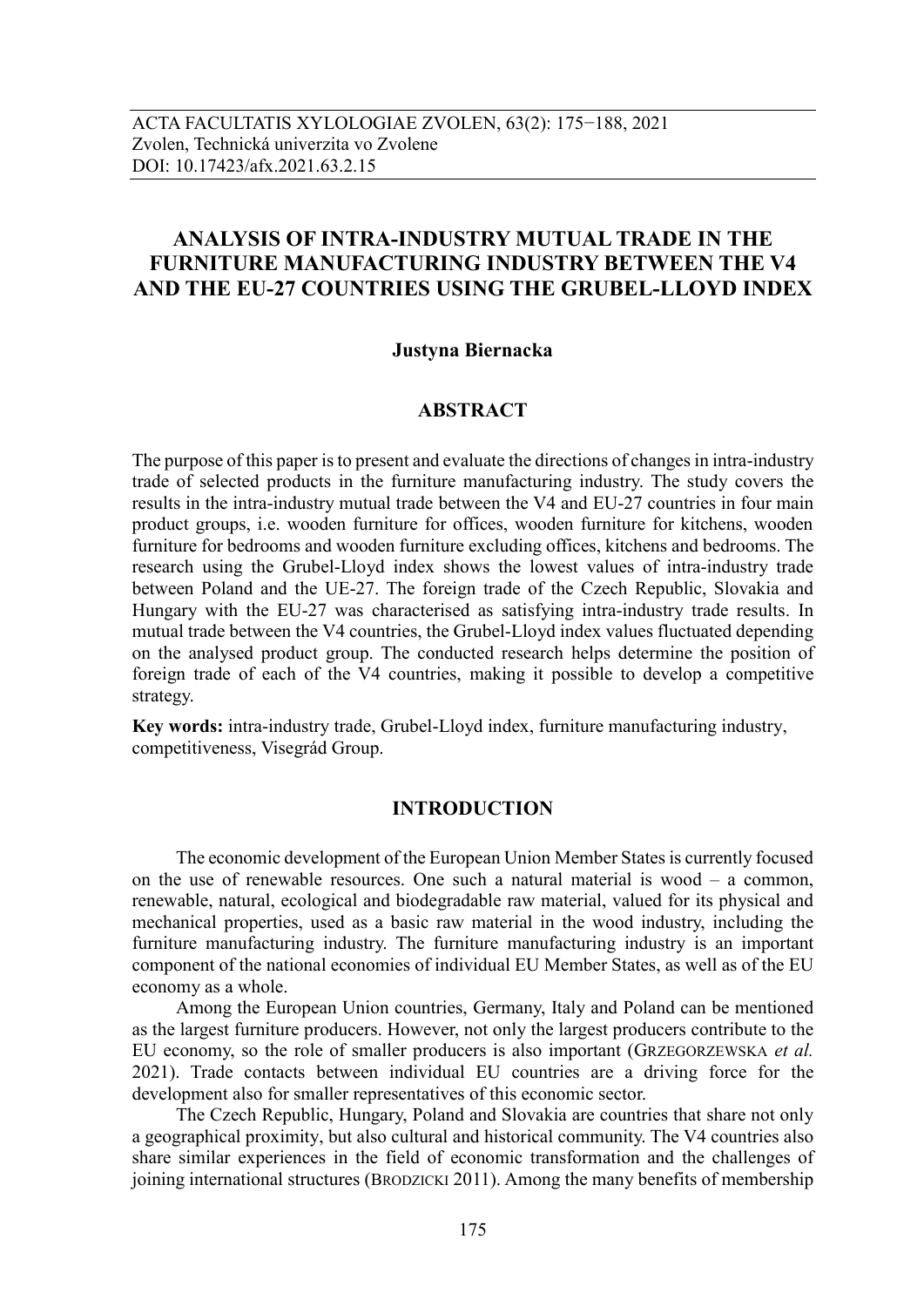ACTA FACULTATIS XYLOLOGIAE ZVOLEN, 63(2): 175−188, 2021
Zvolen, Technická univerzita vo Zvolene
DOI: 10.17423/afx.2021.63.2.15

# ANALYSIS OF INTRA-INDUSTRY MUTUAL TRADE IN THE FURNITURE MANUFACTURING INDUSTRY BETWEEN THE V4 AND THE EU-27 COUNTRIES USING THE GRUBEL-LLOYD INDEX

**Justyna Biernacka**

## ABSTRACT

The purpose of this paper is to present and evaluate the directions of changes in intra-industry trade of selected products in the furniture manufacturing industry. The study covers the results in the intra-industry mutual trade between the V4 and EU-27 countries in four main product groups, i.e. wooden furniture for offices, wooden furniture for kitchens, wooden furniture for bedrooms and wooden furniture excluding offices, kitchens and bedrooms. The research using the Grubel-Lloyd index shows the lowest values of intra-industry trade between Poland and the UE-27. The foreign trade of the Czech Republic, Slovakia and Hungary with the EU-27 was characterised as satisfying intra-industry trade results. In mutual trade between the V4 countries, the Grubel-Lloyd index values fluctuated depending on the analysed product group. The conducted research helps determine the position of foreign trade of each of the V4 countries, making it possible to develop a competitive strategy.

**Key words:** intra-industry trade, Grubel-Lloyd index, furniture manufacturing industry, competitiveness, Visegrád Group.

## INTRODUCTION

The economic development of the European Union Member States is currently focused on the use of renewable resources. One such a natural material is wood – a common, renewable, natural, ecological and biodegradable raw material, valued for its physical and mechanical properties, used as a basic raw material in the wood industry, including the furniture manufacturing industry. The furniture manufacturing industry is an important component of the national economies of individual EU Member States, as well as of the EU economy as a whole.

Among the European Union countries, Germany, Italy and Poland can be mentioned as the largest furniture producers. However, not only the largest producers contribute to the EU economy, so the role of smaller producers is also important (GRZEGORZEWSKA *et al.* 2021). Trade contacts between individual EU countries are a driving force for the development also for smaller representatives of this economic sector.

The Czech Republic, Hungary, Poland and Slovakia are countries that share not only a geographical proximity, but also cultural and historical community. The V4 countries also share similar experiences in the field of economic transformation and the challenges of joining international structures (BRODZICKI 2011). Among the many benefits of membership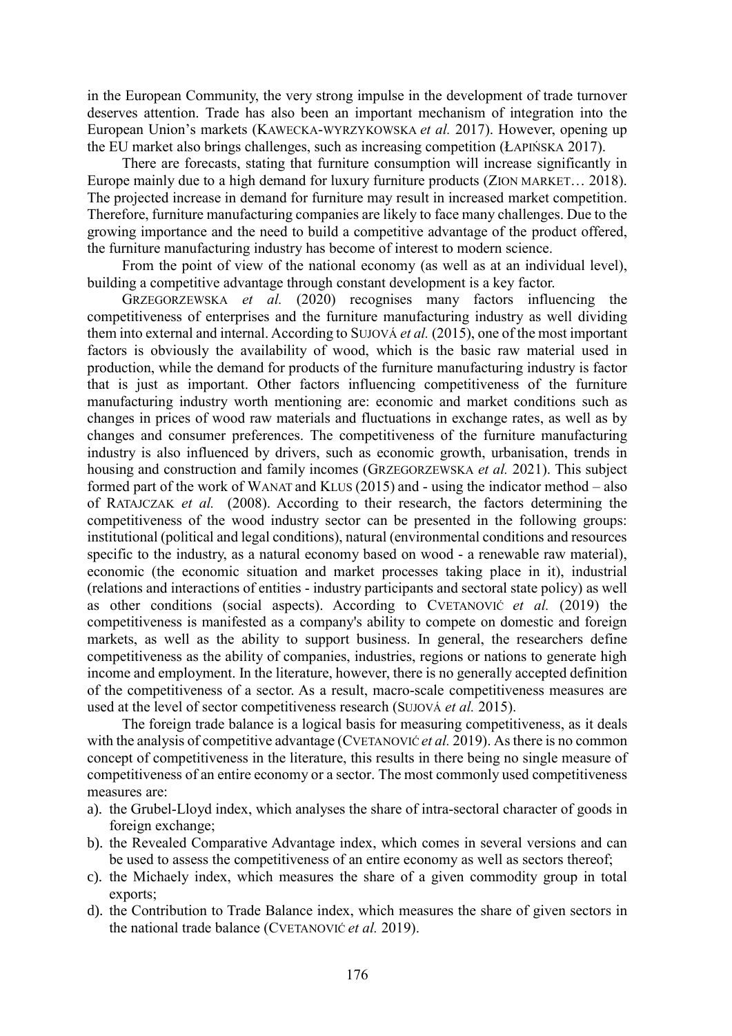in the European Community, the very strong impulse in the development of trade turnover deserves attention. Trade has also been an important mechanism of integration into the European Union's markets (KAWECKA-WYRZYKOWSKA *et al.* 2017). However, opening up the EU market also brings challenges, such as increasing competition (ŁAPIŃSKA 2017).

There are forecasts, stating that furniture consumption will increase significantly in Europe mainly due to a high demand for luxury furniture products (ZION MARKET… 2018). The projected increase in demand for furniture may result in increased market competition. Therefore, furniture manufacturing companies are likely to face many challenges. Due to the growing importance and the need to build a competitive advantage of the product offered, the furniture manufacturing industry has become of interest to modern science.

From the point of view of the national economy (as well as at an individual level), building a competitive advantage through constant development is a key factor.

GRZEGORZEWSKA *et al.* (2020) recognises many factors influencing the competitiveness of enterprises and the furniture manufacturing industry as well dividing them into external and internal. According to SUJOVÁ *et al.* (2015), one of the most important factors is obviously the availability of wood, which is the basic raw material used in production, while the demand for products of the furniture manufacturing industry is factor that is just as important. Other factors influencing competitiveness of the furniture manufacturing industry worth mentioning are: economic and market conditions such as changes in prices of wood raw materials and fluctuations in exchange rates, as well as by changes and consumer preferences. The competitiveness of the furniture manufacturing industry is also influenced by drivers, such as economic growth, urbanisation, trends in housing and construction and family incomes (GRZEGORZEWSKA *et al.* 2021). This subject formed part of the work of WANAT and KLUS (2015) and - using the indicator method – also of RATAJCZAK *et al.* (2008). According to their research, the factors determining the competitiveness of the wood industry sector can be presented in the following groups: institutional (political and legal conditions), natural (environmental conditions and resources specific to the industry, as a natural economy based on wood - a renewable raw material), economic (the economic situation and market processes taking place in it), industrial (relations and interactions of entities - industry participants and sectoral state policy) as well as other conditions (social aspects). According to CVETANOVIĆ *et al.* (2019) the competitiveness is manifested as a company's ability to compete on domestic and foreign markets, as well as the ability to support business. In general, the researchers define competitiveness as the ability of companies, industries, regions or nations to generate high income and employment. In the literature, however, there is no generally accepted definition of the competitiveness of a sector. As a result, macro-scale competitiveness measures are used at the level of sector competitiveness research (SUJOVÁ *et al.* 2015).

The foreign trade balance is a logical basis for measuring competitiveness, as it deals with the analysis of competitive advantage (CVETANOVIĆ *et al.* 2019). As there is no common concept of competitiveness in the literature, this results in there being no single measure of competitiveness of an entire economy or a sector. The most commonly used competitiveness measures are:

a). the Grubel-Lloyd index, which analyses the share of intra-sectoral character of goods in foreign exchange;
b). the Revealed Comparative Advantage index, which comes in several versions and can be used to assess the competitiveness of an entire economy as well as sectors thereof;
c). the Michaely index, which measures the share of a given commodity group in total exports;
d). the Contribution to Trade Balance index, which measures the share of given sectors in the national trade balance (CVETANOVIĆ *et al.* 2019).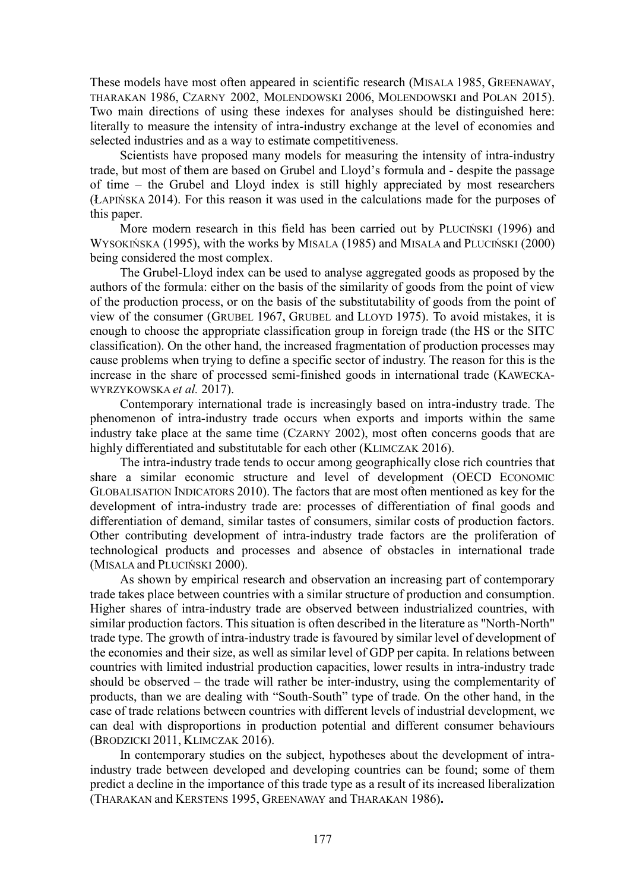These models have most often appeared in scientific research (MISALA 1985, GREENAWAY, THARAKAN 1986, CZARNY 2002, MOLENDOWSKI 2006, MOLENDOWSKI and POLAN 2015). Two main directions of using these indexes for analyses should be distinguished here: literally to measure the intensity of intra-industry exchange at the level of economies and selected industries and as a way to estimate competitiveness.

Scientists have proposed many models for measuring the intensity of intra-industry trade, but most of them are based on Grubel and Lloyd's formula and - despite the passage of time – the Grubel and Lloyd index is still highly appreciated by most researchers (ŁAPIŃSKA 2014). For this reason it was used in the calculations made for the purposes of this paper.

More modern research in this field has been carried out by PLUCIŃSKI (1996) and WYSOKIŃSKA (1995), with the works by MISALA (1985) and MISALA and PLUCIŃSKI (2000) being considered the most complex.

The Grubel-Lloyd index can be used to analyse aggregated goods as proposed by the authors of the formula: either on the basis of the similarity of goods from the point of view of the production process, or on the basis of the substitutability of goods from the point of view of the consumer (GRUBEL 1967, GRUBEL and LLOYD 1975). To avoid mistakes, it is enough to choose the appropriate classification group in foreign trade (the HS or the SITC classification). On the other hand, the increased fragmentation of production processes may cause problems when trying to define a specific sector of industry. The reason for this is the increase in the share of processed semi-finished goods in international trade (KAWECKA-WYRZYKOWSKA *et al.* 2017).

Contemporary international trade is increasingly based on intra-industry trade. The phenomenon of intra-industry trade occurs when exports and imports within the same industry take place at the same time (CZARNY 2002), most often concerns goods that are highly differentiated and substitutable for each other (KLIMCZAK 2016).

The intra-industry trade tends to occur among geographically close rich countries that share a similar economic structure and level of development (OECD ECONOMIC GLOBALISATION INDICATORS 2010). The factors that are most often mentioned as key for the development of intra-industry trade are: processes of differentiation of final goods and differentiation of demand, similar tastes of consumers, similar costs of production factors. Other contributing development of intra-industry trade factors are the proliferation of technological products and processes and absence of obstacles in international trade (MISALA and PLUCIŃSKI 2000).

As shown by empirical research and observation an increasing part of contemporary trade takes place between countries with a similar structure of production and consumption. Higher shares of intra-industry trade are observed between industrialized countries, with similar production factors. This situation is often described in the literature as "North-North" trade type. The growth of intra-industry trade is favoured by similar level of development of the economies and their size, as well as similar level of GDP per capita. In relations between countries with limited industrial production capacities, lower results in intra-industry trade should be observed – the trade will rather be inter-industry, using the complementarity of products, than we are dealing with "South-South" type of trade. On the other hand, in the case of trade relations between countries with different levels of industrial development, we can deal with disproportions in production potential and different consumer behaviours (BRODZICKI 2011, KLIMCZAK 2016).

In contemporary studies on the subject, hypotheses about the development of intra-industry trade between developed and developing countries can be found; some of them predict a decline in the importance of this trade type as a result of its increased liberalization (THARAKAN and KERSTENS 1995, GREENAWAY and THARAKAN 1986)**.**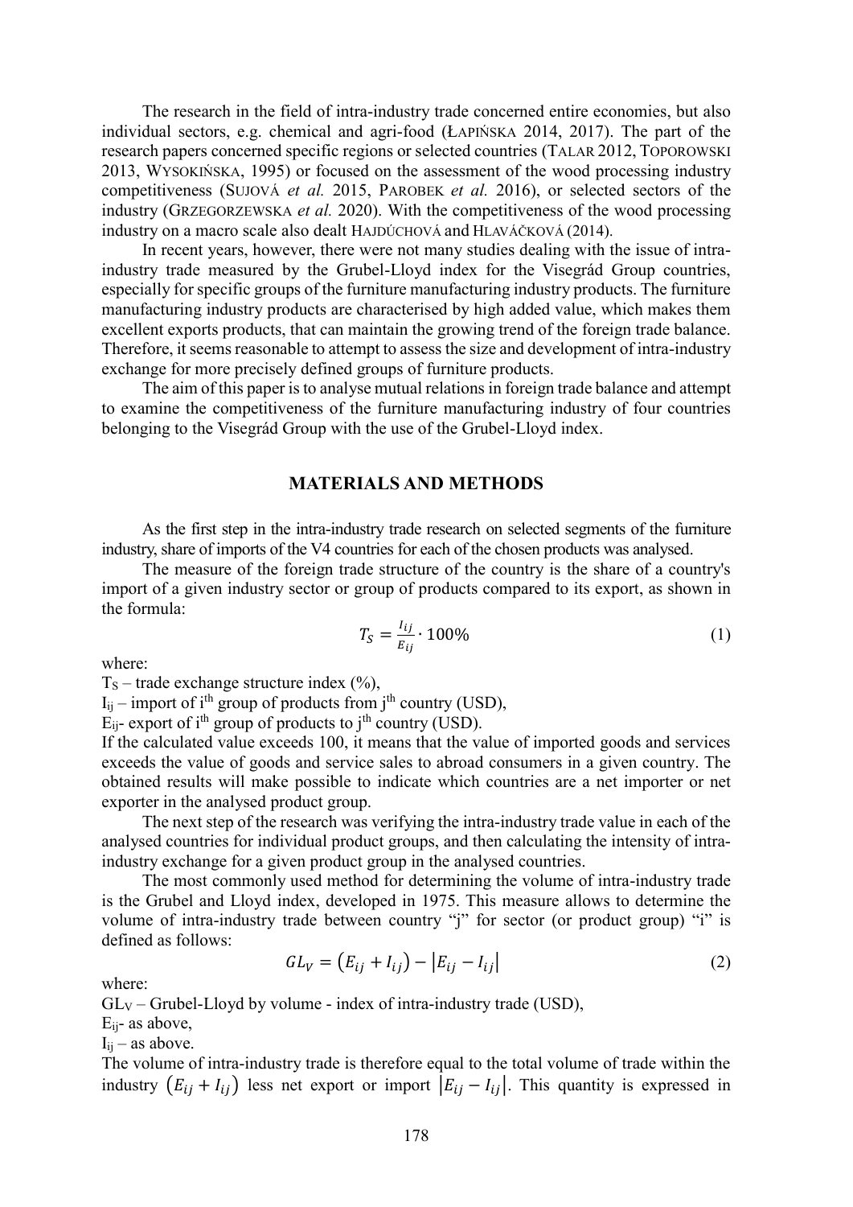The research in the field of intra-industry trade concerned entire economies, but also individual sectors, e.g. chemical and agri-food (Łapińska 2014, 2017). The part of the research papers concerned specific regions or selected countries (Talar 2012, Toporowski 2013, Wysokińska, 1995) or focused on the assessment of the wood processing industry competitiveness (Sujová *et al.* 2015, Parobek *et al.* 2016), or selected sectors of the industry (Grzegorzewska *et al.* 2020). With the competitiveness of the wood processing industry on a macro scale also dealt Hajdúchová and Hlaváčková (2014).

In recent years, however, there were not many studies dealing with the issue of intra-industry trade measured by the Grubel-Lloyd index for the Visegrád Group countries, especially for specific groups of the furniture manufacturing industry products. The furniture manufacturing industry products are characterised by high added value, which makes them excellent exports products, that can maintain the growing trend of the foreign trade balance. Therefore, it seems reasonable to attempt to assess the size and development of intra-industry exchange for more precisely defined groups of furniture products.

The aim of this paper is to analyse mutual relations in foreign trade balance and attempt to examine the competitiveness of the furniture manufacturing industry of four countries belonging to the Visegrád Group with the use of the Grubel-Lloyd index.

## MATERIALS AND METHODS

As the first step in the intra-industry trade research on selected segments of the furniture industry, share of imports of the V4 countries for each of the chosen products was analysed.

The measure of the foreign trade structure of the country is the share of a country's import of a given industry sector or group of products compared to its export, as shown in the formula:

$$T_S = \frac{I_{ij}}{E_{ij}} \cdot 100\% \tag{1}$$

where:

$T_S$ – trade exchange structure index (%),

$I_{ij}$ – import of $i^{th}$ group of products from $j^{th}$ country (USD),

$E_{ij}$- export of $i^{th}$ group of products to $j^{th}$ country (USD).

If the calculated value exceeds 100, it means that the value of imported goods and services exceeds the value of goods and service sales to abroad consumers in a given country. The obtained results will make possible to indicate which countries are a net importer or net exporter in the analysed product group.

The next step of the research was verifying the intra-industry trade value in each of the analysed countries for individual product groups, and then calculating the intensity of intra-industry exchange for a given product group in the analysed countries.

The most commonly used method for determining the volume of intra-industry trade is the Grubel and Lloyd index, developed in 1975. This measure allows to determine the volume of intra-industry trade between country "j" for sector (or product group) "i" is defined as follows:

$$GL_V = (E_{ij} + I_{ij}) - |E_{ij} - I_{ij}| \tag{2}$$

where:

$GL_V$ – Grubel-Lloyd by volume - index of intra-industry trade (USD),

$E_{ij}$- as above,

$I_{ij}$ – as above.

The volume of intra-industry trade is therefore equal to the total volume of trade within the industry $(E_{ij} + I_{ij})$ less net export or import $|E_{ij} - I_{ij}|$. This quantity is expressed in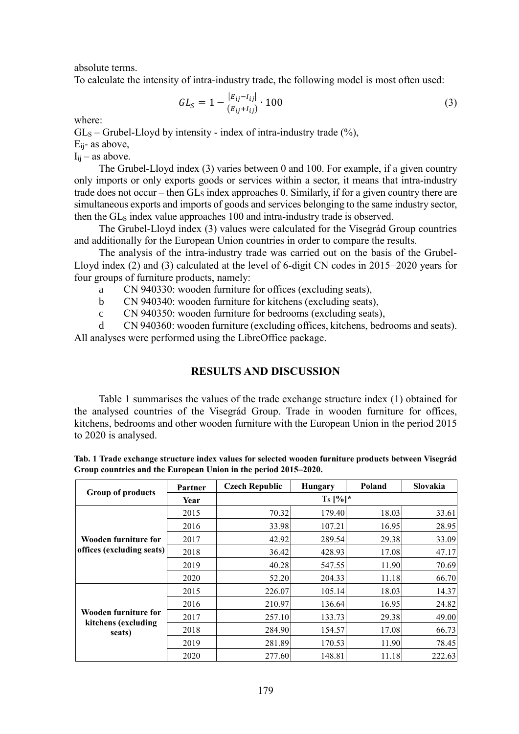absolute terms.

To calculate the intensity of intra-industry trade, the following model is most often used:

$$GL_S = 1 - \frac{|E_{ij} - I_{ij}|}{(E_{ij} + I_{ij})} \cdot 100 \tag{3}$$

where:

$GL_S$ – Grubel-Lloyd by intensity - index of intra-industry trade (%),

$E_{ij}$- as above,

$I_{ij}$ – as above.

The Grubel-Lloyd index (3) varies between 0 and 100. For example, if a given country only imports or only exports goods or services within a sector, it means that intra-industry trade does not occur – then $GL_S$ index approaches 0. Similarly, if for a given country there are simultaneous exports and imports of goods and services belonging to the same industry sector, then the $GL_S$ index value approaches 100 and intra-industry trade is observed.

The Grubel-Lloyd index (3) values were calculated for the Visegrád Group countries and additionally for the European Union countries in order to compare the results.

The analysis of the intra-industry trade was carried out on the basis of the Grubel-Lloyd index (2) and (3) calculated at the level of 6-digit CN codes in 2015–2020 years for four groups of furniture products, namely:

a CN 940330: wooden furniture for offices (excluding seats),

b CN 940340: wooden furniture for kitchens (excluding seats),

c CN 940350: wooden furniture for bedrooms (excluding seats),

d CN 940360: wooden furniture (excluding offices, kitchens, bedrooms and seats).

All analyses were performed using the LibreOffice package.

## RESULTS AND DISCUSSION

Table 1 summarises the values of the trade exchange structure index (1) obtained for the analysed countries of the Visegrád Group. Trade in wooden furniture for offices, kitchens, bedrooms and other wooden furniture with the European Union in the period 2015 to 2020 is analysed.

**Tab. 1 Trade exchange structure index values for selected wooden furniture products between Visegrád Group countries and the European Union in the period 2015–2020.**

| Group of products | Partner | Czech Republic | Hungary | Poland | Slovakia |
|---|---|---|---|---|---|
| | Year | $T_S$ [%]* | | | |
| Wooden furniture for offices (excluding seats) | 2015 | 70.32 | 179.40 | 18.03 | 33.61 |
| | 2016 | 33.98 | 107.21 | 16.95 | 28.95 |
| | 2017 | 42.92 | 289.54 | 29.38 | 33.09 |
| | 2018 | 36.42 | 428.93 | 17.08 | 47.17 |
| | 2019 | 40.28 | 547.55 | 11.90 | 70.69 |
| | 2020 | 52.20 | 204.33 | 11.18 | 66.70 |
| Wooden furniture for kitchens (excluding seats) | 2015 | 226.07 | 105.14 | 18.03 | 14.37 |
| | 2016 | 210.97 | 136.64 | 16.95 | 24.82 |
| | 2017 | 257.10 | 133.73 | 29.38 | 49.00 |
| | 2018 | 284.90 | 154.57 | 17.08 | 66.73 |
| | 2019 | 281.89 | 170.53 | 11.90 | 78.45 |
| | 2020 | 277.60 | 148.81 | 11.18 | 222.63 |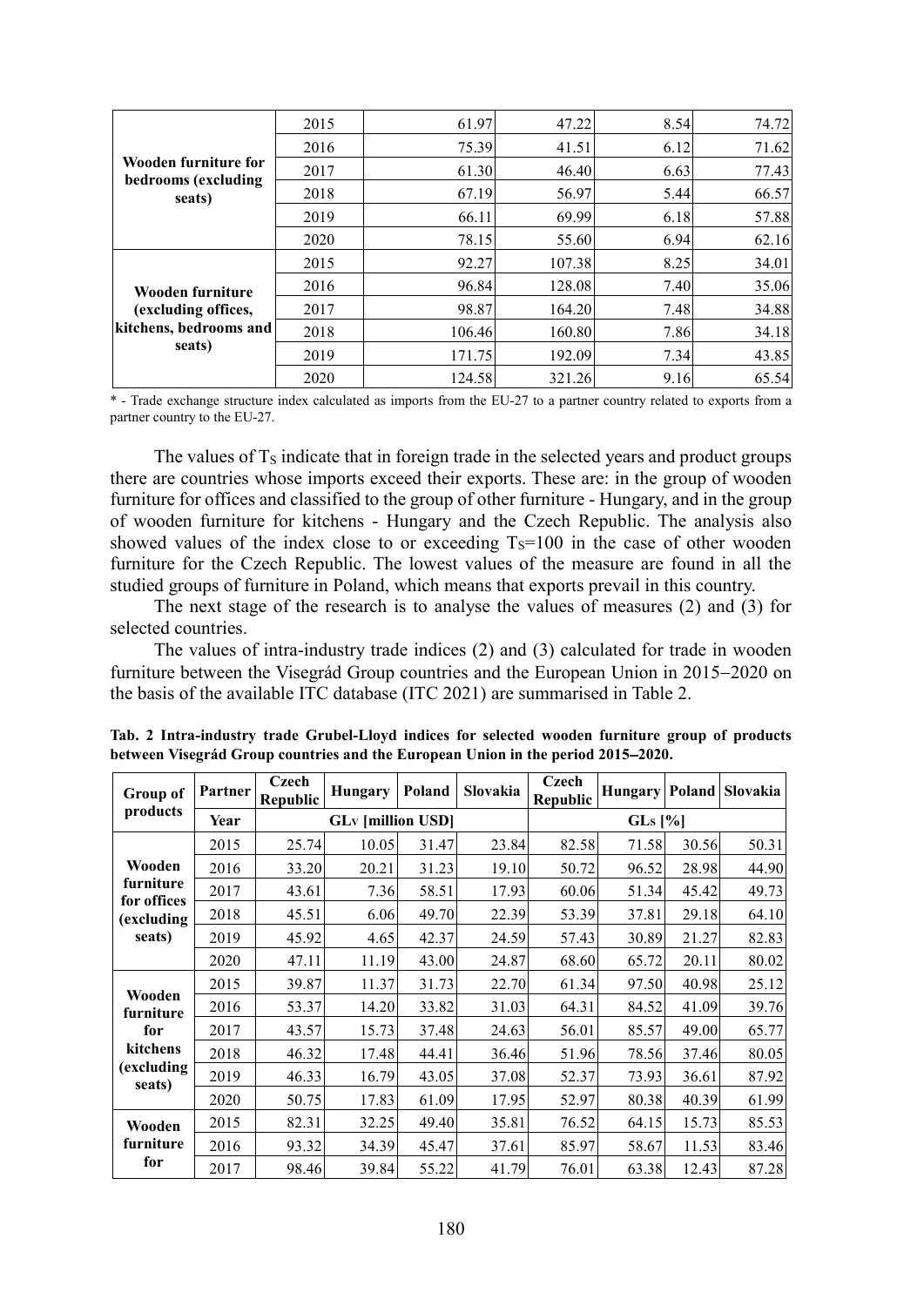| | | | | | |
|---|---|---|---|---|---|
| Wooden furniture for bedrooms (excluding seats) | 2015 | 61.97 | 47.22 | 8.54 | 74.72 |
| | 2016 | 75.39 | 41.51 | 6.12 | 71.62 |
| | 2017 | 61.30 | 46.40 | 6.63 | 77.43 |
| | 2018 | 67.19 | 56.97 | 5.44 | 66.57 |
| | 2019 | 66.11 | 69.99 | 6.18 | 57.88 |
| | 2020 | 78.15 | 55.60 | 6.94 | 62.16 |
| Wooden furniture (excluding offices, kitchens, bedrooms and seats) | 2015 | 92.27 | 107.38 | 8.25 | 34.01 |
| | 2016 | 96.84 | 128.08 | 7.40 | 35.06 |
| | 2017 | 98.87 | 164.20 | 7.48 | 34.88 |
| | 2018 | 106.46 | 160.80 | 7.86 | 34.18 |
| | 2019 | 171.75 | 192.09 | 7.34 | 43.85 |
| | 2020 | 124.58 | 321.26 | 9.16 | 65.54 |

\* - Trade exchange structure index calculated as imports from the EU-27 to a partner country related to exports from a partner country to the EU-27.

The values of $T_S$ indicate that in foreign trade in the selected years and product groups there are countries whose imports exceed their exports. These are: in the group of wooden furniture for offices and classified to the group of other furniture - Hungary, and in the group of wooden furniture for kitchens - Hungary and the Czech Republic. The analysis also showed values of the index close to or exceeding $T_S$=100 in the case of other wooden furniture for the Czech Republic. The lowest values of the measure are found in all the studied groups of furniture in Poland, which means that exports prevail in this country.

The next stage of the research is to analyse the values of measures (2) and (3) for selected countries.

The values of intra-industry trade indices (2) and (3) calculated for trade in wooden furniture between the Visegrád Group countries and the European Union in 2015–2020 on the basis of the available ITC database (ITC 2021) are summarised in Table 2.

**Tab. 2 Intra-industry trade Grubel-Lloyd indices for selected wooden furniture group of products between Visegrád Group countries and the European Union in the period 2015–2020.**

| Group of products | Partner | Czech Republic | Hungary | Poland | Slovakia | Czech Republic | Hungary | Poland | Slovakia |
|---|---|---|---|---|---|---|---|---|---|
| | Year | $GL_V$ [million USD] | | | | $GL_S$ [%] | | | |
| Wooden furniture for offices (excluding seats) | 2015 | 25.74 | 10.05 | 31.47 | 23.84 | 82.58 | 71.58 | 30.56 | 50.31 |
| | 2016 | 33.20 | 20.21 | 31.23 | 19.10 | 50.72 | 96.52 | 28.98 | 44.90 |
| | 2017 | 43.61 | 7.36 | 58.51 | 17.93 | 60.06 | 51.34 | 45.42 | 49.73 |
| | 2018 | 45.51 | 6.06 | 49.70 | 22.39 | 53.39 | 37.81 | 29.18 | 64.10 |
| | 2019 | 45.92 | 4.65 | 42.37 | 24.59 | 57.43 | 30.89 | 21.27 | 82.83 |
| | 2020 | 47.11 | 11.19 | 43.00 | 24.87 | 68.60 | 65.72 | 20.11 | 80.02 |
| Wooden furniture for kitchens (excluding seats) | 2015 | 39.87 | 11.37 | 31.73 | 22.70 | 61.34 | 97.50 | 40.98 | 25.12 |
| | 2016 | 53.37 | 14.20 | 33.82 | 31.03 | 64.31 | 84.52 | 41.09 | 39.76 |
| | 2017 | 43.57 | 15.73 | 37.48 | 24.63 | 56.01 | 85.57 | 49.00 | 65.77 |
| | 2018 | 46.32 | 17.48 | 44.41 | 36.46 | 51.96 | 78.56 | 37.46 | 80.05 |
| | 2019 | 46.33 | 16.79 | 43.05 | 37.08 | 52.37 | 73.93 | 36.61 | 87.92 |
| | 2020 | 50.75 | 17.83 | 61.09 | 17.95 | 52.97 | 80.38 | 40.39 | 61.99 |
| Wooden furniture for | 2015 | 82.31 | 32.25 | 49.40 | 35.81 | 76.52 | 64.15 | 15.73 | 85.53 |
| | 2016 | 93.32 | 34.39 | 45.47 | 37.61 | 85.97 | 58.67 | 11.53 | 83.46 |
| | 2017 | 98.46 | 39.84 | 55.22 | 41.79 | 76.01 | 63.38 | 12.43 | 87.28 |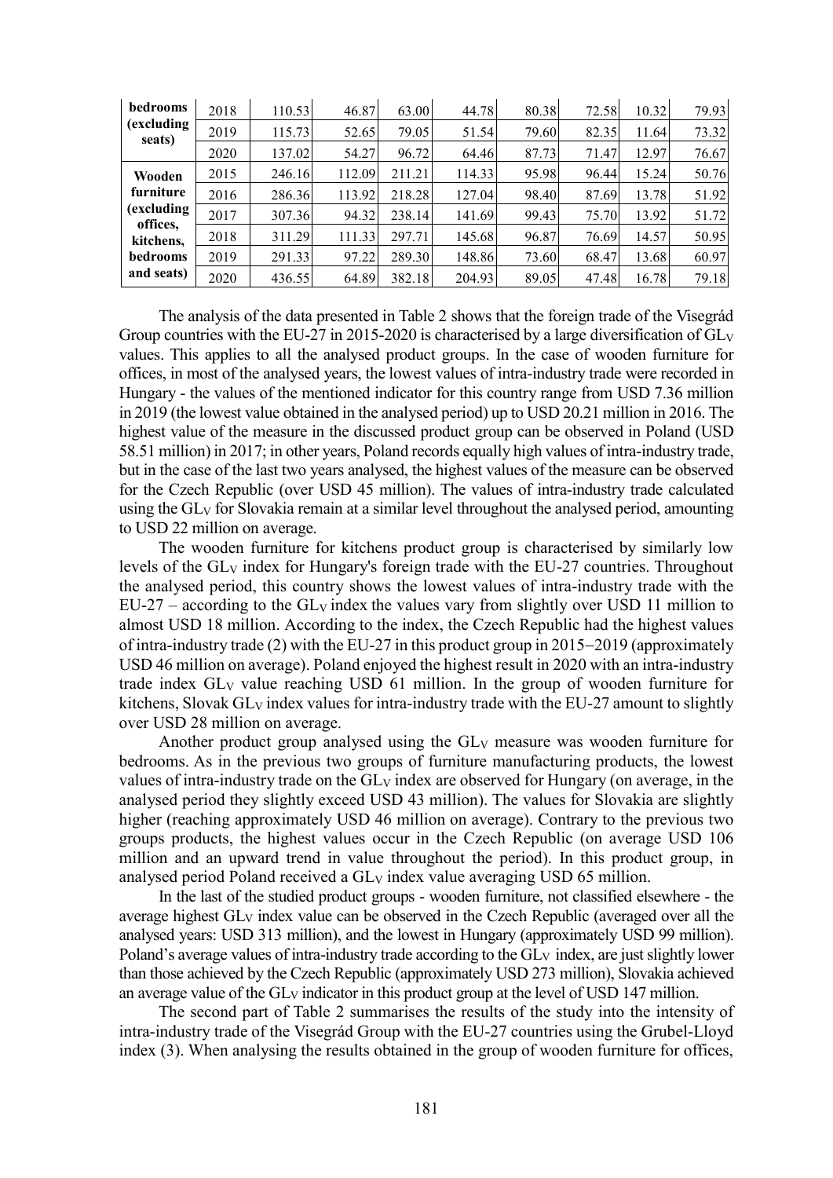| | | | | | | | | | |
|---|---|---|---|---|---|---|---|---|---|
| bedrooms (excluding seats) | 2018 | 110.53 | 46.87 | 63.00 | 44.78 | 80.38 | 72.58 | 10.32 | 79.93 |
| | 2019 | 115.73 | 52.65 | 79.05 | 51.54 | 79.60 | 82.35 | 11.64 | 73.32 |
| | 2020 | 137.02 | 54.27 | 96.72 | 64.46 | 87.73 | 71.47 | 12.97 | 76.67 |
| Wooden furniture (excluding offices, kitchens, bedrooms and seats) | 2015 | 246.16 | 112.09 | 211.21 | 114.33 | 95.98 | 96.44 | 15.24 | 50.76 |
| | 2016 | 286.36 | 113.92 | 218.28 | 127.04 | 98.40 | 87.69 | 13.78 | 51.92 |
| | 2017 | 307.36 | 94.32 | 238.14 | 141.69 | 99.43 | 75.70 | 13.92 | 51.72 |
| | 2018 | 311.29 | 111.33 | 297.71 | 145.68 | 96.87 | 76.69 | 14.57 | 50.95 |
| | 2019 | 291.33 | 97.22 | 289.30 | 148.86 | 73.60 | 68.47 | 13.68 | 60.97 |
| | 2020 | 436.55 | 64.89 | 382.18 | 204.93 | 89.05 | 47.48 | 16.78 | 79.18 |

The analysis of the data presented in Table 2 shows that the foreign trade of the Visegrád Group countries with the EU-27 in 2015-2020 is characterised by a large diversification of $GL_V$ values. This applies to all the analysed product groups. In the case of wooden furniture for offices, in most of the analysed years, the lowest values of intra-industry trade were recorded in Hungary - the values of the mentioned indicator for this country range from USD 7.36 million in 2019 (the lowest value obtained in the analysed period) up to USD 20.21 million in 2016. The highest value of the measure in the discussed product group can be observed in Poland (USD 58.51 million) in 2017; in other years, Poland records equally high values of intra-industry trade, but in the case of the last two years analysed, the highest values of the measure can be observed for the Czech Republic (over USD 45 million). The values of intra-industry trade calculated using the $GL_V$ for Slovakia remain at a similar level throughout the analysed period, amounting to USD 22 million on average.

The wooden furniture for kitchens product group is characterised by similarly low levels of the $GL_V$ index for Hungary's foreign trade with the EU-27 countries. Throughout the analysed period, this country shows the lowest values of intra-industry trade with the EU-27 – according to the $GL_V$ index the values vary from slightly over USD 11 million to almost USD 18 million. According to the index, the Czech Republic had the highest values of intra-industry trade (2) with the EU-27 in this product group in 2015–2019 (approximately USD 46 million on average). Poland enjoyed the highest result in 2020 with an intra-industry trade index $GL_V$ value reaching USD 61 million. In the group of wooden furniture for kitchens, Slovak $GL_V$ index values for intra-industry trade with the EU-27 amount to slightly over USD 28 million on average.

Another product group analysed using the $GL_V$ measure was wooden furniture for bedrooms. As in the previous two groups of furniture manufacturing products, the lowest values of intra-industry trade on the $GL_V$ index are observed for Hungary (on average, in the analysed period they slightly exceed USD 43 million). The values for Slovakia are slightly higher (reaching approximately USD 46 million on average). Contrary to the previous two groups products, the highest values occur in the Czech Republic (on average USD 106 million and an upward trend in value throughout the period). In this product group, in analysed period Poland received a $GL_V$ index value averaging USD 65 million.

In the last of the studied product groups - wooden furniture, not classified elsewhere - the average highest $GL_V$ index value can be observed in the Czech Republic (averaged over all the analysed years: USD 313 million), and the lowest in Hungary (approximately USD 99 million). Poland's average values of intra-industry trade according to the $GL_V$ index, are just slightly lower than those achieved by the Czech Republic (approximately USD 273 million), Slovakia achieved an average value of the $GL_V$ indicator in this product group at the level of USD 147 million.

The second part of Table 2 summarises the results of the study into the intensity of intra-industry trade of the Visegrád Group with the EU-27 countries using the Grubel-Lloyd index (3). When analysing the results obtained in the group of wooden furniture for offices,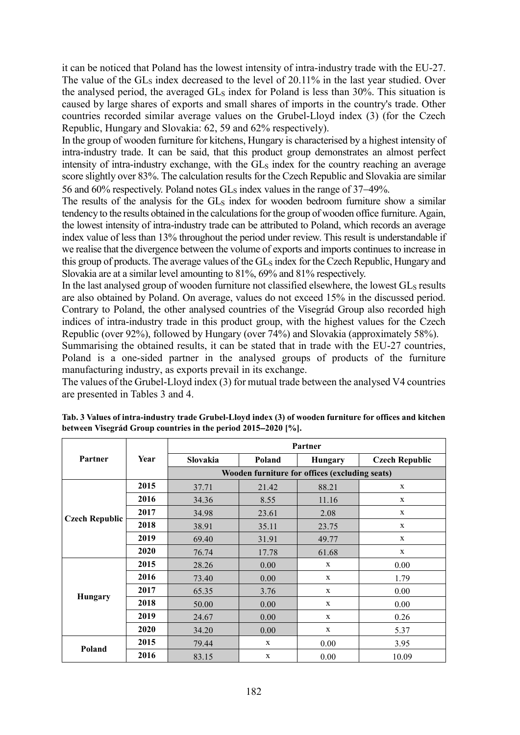it can be noticed that Poland has the lowest intensity of intra-industry trade with the EU-27. The value of the $GL_S$ index decreased to the level of 20.11% in the last year studied. Over the analysed period, the averaged $GL_S$ index for Poland is less than 30%. This situation is caused by large shares of exports and small shares of imports in the country's trade. Other countries recorded similar average values on the Grubel-Lloyd index (3) (for the Czech Republic, Hungary and Slovakia: 62, 59 and 62% respectively).

In the group of wooden furniture for kitchens, Hungary is characterised by a highest intensity of intra-industry trade. It can be said, that this product group demonstrates an almost perfect intensity of intra-industry exchange, with the $GL_S$ index for the country reaching an average score slightly over 83%. The calculation results for the Czech Republic and Slovakia are similar 56 and 60% respectively. Poland notes $GL_S$ index values in the range of 37–49%.

The results of the analysis for the $GL_S$ index for wooden bedroom furniture show a similar tendency to the results obtained in the calculations for the group of wooden office furniture. Again, the lowest intensity of intra-industry trade can be attributed to Poland, which records an average index value of less than 13% throughout the period under review. This result is understandable if we realise that the divergence between the volume of exports and imports continues to increase in this group of products. The average values of the $GL_S$ index for the Czech Republic, Hungary and Slovakia are at a similar level amounting to 81%, 69% and 81% respectively.

In the last analysed group of wooden furniture not classified elsewhere, the lowest $GL_S$ results are also obtained by Poland. On average, values do not exceed 15% in the discussed period. Contrary to Poland, the other analysed countries of the Visegrád Group also recorded high indices of intra-industry trade in this product group, with the highest values for the Czech Republic (over 92%), followed by Hungary (over 74%) and Slovakia (approximately 58%).

Summarising the obtained results, it can be stated that in trade with the EU-27 countries, Poland is a one-sided partner in the analysed groups of products of the furniture manufacturing industry, as exports prevail in its exchange.

The values of the Grubel-Lloyd index (3) for mutual trade between the analysed V4 countries are presented in Tables 3 and 4.

**Tab. 3 Values of intra-industry trade Grubel-Lloyd index (3) of wooden furniture for offices and kitchen between Visegrád Group countries in the period 2015–2020 [%].**

| Partner | Year | Partner | | | |
|---|---|---|---|---|---|
| | | Slovakia | Poland | Hungary | Czech Republic |
| | | Wooden furniture for offices (excluding seats) | | | |
| Czech Republic | 2015 | 37.71 | 21.42 | 88.21 | x |
| | 2016 | 34.36 | 8.55 | 11.16 | x |
| | 2017 | 34.98 | 23.61 | 2.08 | x |
| | 2018 | 38.91 | 35.11 | 23.75 | x |
| | 2019 | 69.40 | 31.91 | 49.77 | x |
| | 2020 | 76.74 | 17.78 | 61.68 | x |
| Hungary | 2015 | 28.26 | 0.00 | x | 0.00 |
| | 2016 | 73.40 | 0.00 | x | 1.79 |
| | 2017 | 65.35 | 3.76 | x | 0.00 |
| | 2018 | 50.00 | 0.00 | x | 0.00 |
| | 2019 | 24.67 | 0.00 | x | 0.26 |
| | 2020 | 34.20 | 0.00 | x | 5.37 |
| Poland | 2015 | 79.44 | x | 0.00 | 3.95 |
| | 2016 | 83.15 | x | 0.00 | 10.09 |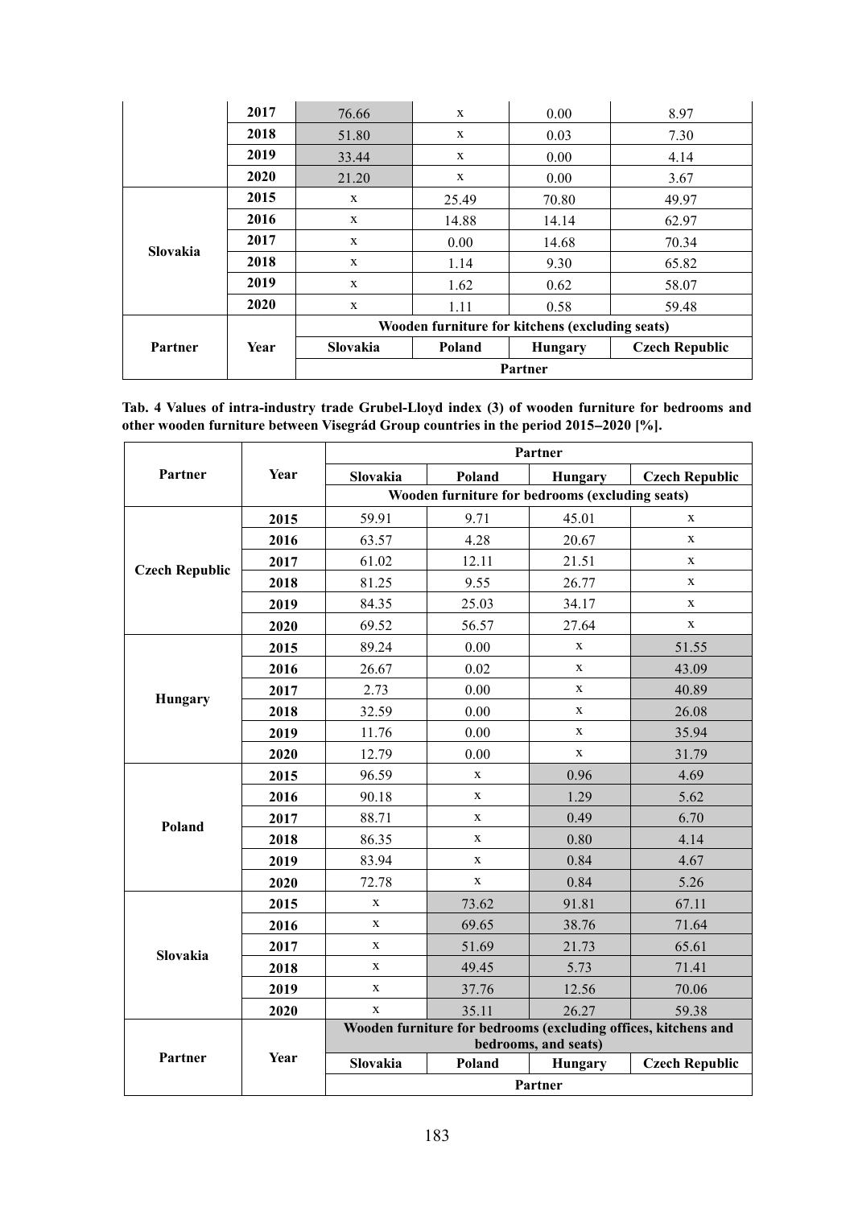| Partner | Year | | | | |
|---|---|---|---|---|---|
| | 2017 | 76.66 | x | 0.00 | 8.97 |
| | 2018 | 51.80 | x | 0.03 | 7.30 |
| | 2019 | 33.44 | x | 0.00 | 4.14 |
| | 2020 | 21.20 | x | 0.00 | 3.67 |
| Slovakia | 2015 | x | 25.49 | 70.80 | 49.97 |
| | 2016 | x | 14.88 | 14.14 | 62.97 |
| | 2017 | x | 0.00 | 14.68 | 70.34 |
| | 2018 | x | 1.14 | 9.30 | 65.82 |
| | 2019 | x | 1.62 | 0.62 | 58.07 |
| | 2020 | x | 1.11 | 0.58 | 59.48 |
| Partner | Year | Wooden furniture for kitchens (excluding seats) | | | |
| | | Slovakia | Poland | Hungary | Czech Republic |
| | | Partner | | | |

**Tab. 4 Values of intra-industry trade Grubel-Lloyd index (3) of wooden furniture for bedrooms and other wooden furniture between Visegrád Group countries in the period 2015–2020 [%].**

| Partner | Year | Partner | | | |
|---|---|---|---|---|---|
| | | Slovakia | Poland | Hungary | Czech Republic |
| | | Wooden furniture for bedrooms (excluding seats) | | | |
| Czech Republic | 2015 | 59.91 | 9.71 | 45.01 | x |
| | 2016 | 63.57 | 4.28 | 20.67 | x |
| | 2017 | 61.02 | 12.11 | 21.51 | x |
| | 2018 | 81.25 | 9.55 | 26.77 | x |
| | 2019 | 84.35 | 25.03 | 34.17 | x |
| | 2020 | 69.52 | 56.57 | 27.64 | x |
| Hungary | 2015 | 89.24 | 0.00 | x | 51.55 |
| | 2016 | 26.67 | 0.02 | x | 43.09 |
| | 2017 | 2.73 | 0.00 | x | 40.89 |
| | 2018 | 32.59 | 0.00 | x | 26.08 |
| | 2019 | 11.76 | 0.00 | x | 35.94 |
| | 2020 | 12.79 | 0.00 | x | 31.79 |
| Poland | 2015 | 96.59 | x | 0.96 | 4.69 |
| | 2016 | 90.18 | x | 1.29 | 5.62 |
| | 2017 | 88.71 | x | 0.49 | 6.70 |
| | 2018 | 86.35 | x | 0.80 | 4.14 |
| | 2019 | 83.94 | x | 0.84 | 4.67 |
| | 2020 | 72.78 | x | 0.84 | 5.26 |
| Slovakia | 2015 | x | 73.62 | 91.81 | 67.11 |
| | 2016 | x | 69.65 | 38.76 | 71.64 |
| | 2017 | x | 51.69 | 21.73 | 65.61 |
| | 2018 | x | 49.45 | 5.73 | 71.41 |
| | 2019 | x | 37.76 | 12.56 | 70.06 |
| | 2020 | x | 35.11 | 26.27 | 59.38 |
| Partner | Year | Wooden furniture for bedrooms (excluding offices, kitchens and bedrooms, and seats) | | | |
| | | Slovakia | Poland | Hungary | Czech Republic |
| | | Partner | | | |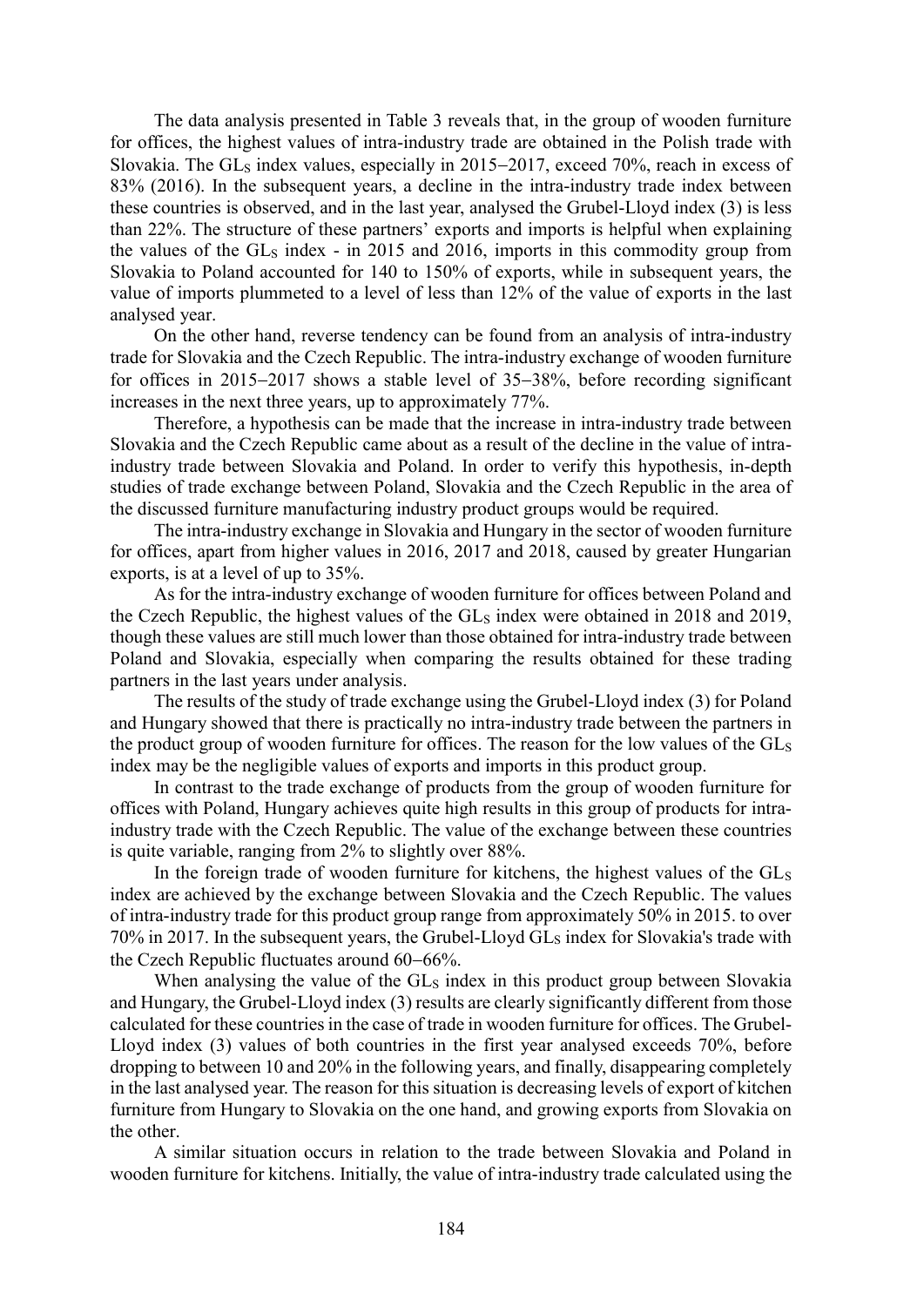The data analysis presented in Table 3 reveals that, in the group of wooden furniture for offices, the highest values of intra-industry trade are obtained in the Polish trade with Slovakia. The $GL_S$ index values, especially in 2015−2017, exceed 70%, reach in excess of 83% (2016). In the subsequent years, a decline in the intra-industry trade index between these countries is observed, and in the last year, analysed the Grubel-Lloyd index (3) is less than 22%. The structure of these partners' exports and imports is helpful when explaining the values of the $GL_S$ index - in 2015 and 2016, imports in this commodity group from Slovakia to Poland accounted for 140 to 150% of exports, while in subsequent years, the value of imports plummeted to a level of less than 12% of the value of exports in the last analysed year.

On the other hand, reverse tendency can be found from an analysis of intra-industry trade for Slovakia and the Czech Republic. The intra-industry exchange of wooden furniture for offices in 2015−2017 shows a stable level of 35−38%, before recording significant increases in the next three years, up to approximately 77%.

Therefore, a hypothesis can be made that the increase in intra-industry trade between Slovakia and the Czech Republic came about as a result of the decline in the value of intra-industry trade between Slovakia and Poland. In order to verify this hypothesis, in-depth studies of trade exchange between Poland, Slovakia and the Czech Republic in the area of the discussed furniture manufacturing industry product groups would be required.

The intra-industry exchange in Slovakia and Hungary in the sector of wooden furniture for offices, apart from higher values in 2016, 2017 and 2018, caused by greater Hungarian exports, is at a level of up to 35%.

As for the intra-industry exchange of wooden furniture for offices between Poland and the Czech Republic, the highest values of the $GL_S$ index were obtained in 2018 and 2019, though these values are still much lower than those obtained for intra-industry trade between Poland and Slovakia, especially when comparing the results obtained for these trading partners in the last years under analysis.

The results of the study of trade exchange using the Grubel-Lloyd index (3) for Poland and Hungary showed that there is practically no intra-industry trade between the partners in the product group of wooden furniture for offices. The reason for the low values of the $GL_S$ index may be the negligible values of exports and imports in this product group.

In contrast to the trade exchange of products from the group of wooden furniture for offices with Poland, Hungary achieves quite high results in this group of products for intra-industry trade with the Czech Republic. The value of the exchange between these countries is quite variable, ranging from 2% to slightly over 88%.

In the foreign trade of wooden furniture for kitchens, the highest values of the $GL_S$ index are achieved by the exchange between Slovakia and the Czech Republic. The values of intra-industry trade for this product group range from approximately 50% in 2015. to over 70% in 2017. In the subsequent years, the Grubel-Lloyd $GL_S$ index for Slovakia's trade with the Czech Republic fluctuates around 60−66%.

When analysing the value of the $GL_S$ index in this product group between Slovakia and Hungary, the Grubel-Lloyd index (3) results are clearly significantly different from those calculated for these countries in the case of trade in wooden furniture for offices. The Grubel-Lloyd index (3) values of both countries in the first year analysed exceeds 70%, before dropping to between 10 and 20% in the following years, and finally, disappearing completely in the last analysed year. The reason for this situation is decreasing levels of export of kitchen furniture from Hungary to Slovakia on the one hand, and growing exports from Slovakia on the other.

A similar situation occurs in relation to the trade between Slovakia and Poland in wooden furniture for kitchens. Initially, the value of intra-industry trade calculated using the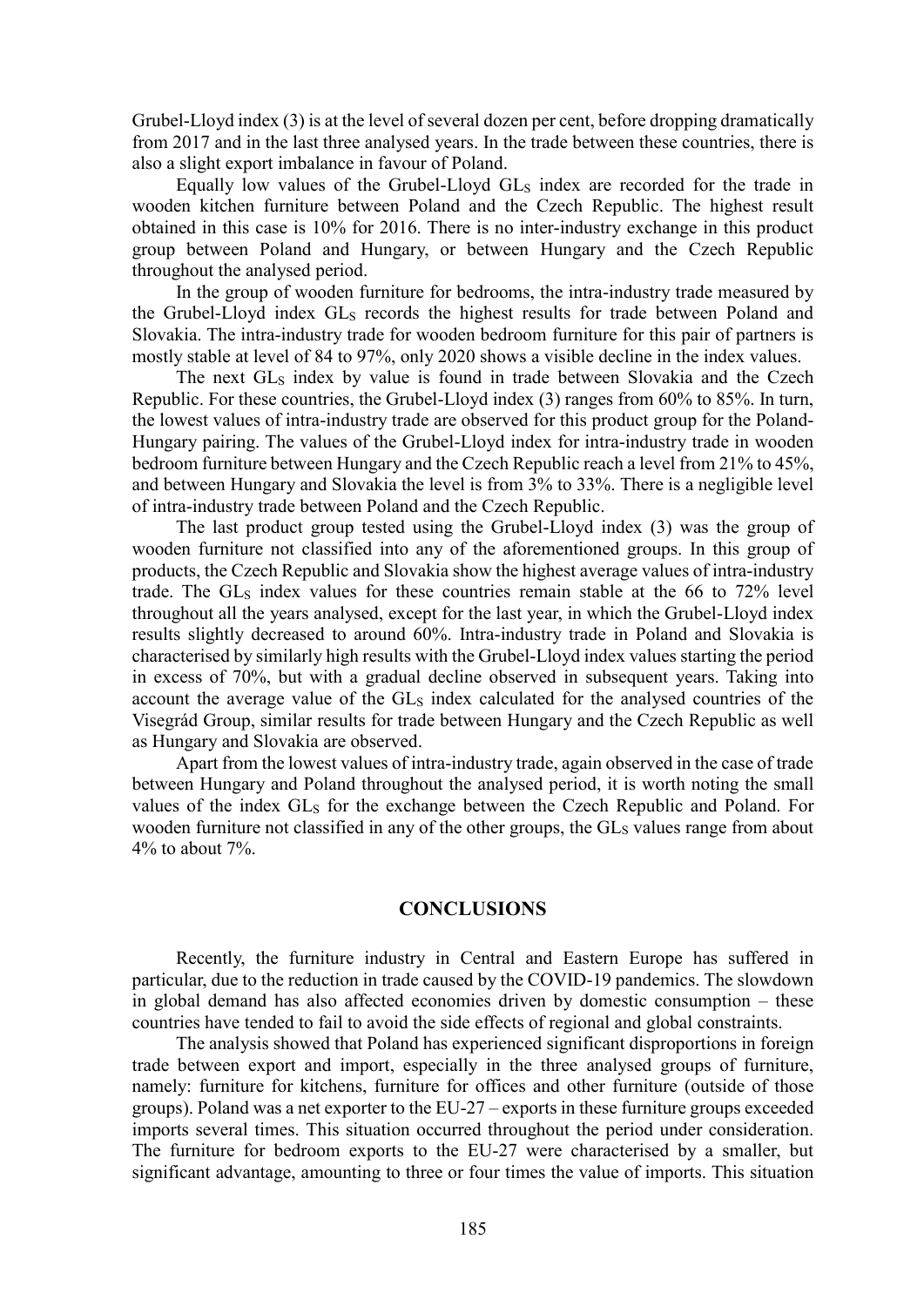Grubel-Lloyd index (3) is at the level of several dozen per cent, before dropping dramatically from 2017 and in the last three analysed years. In the trade between these countries, there is also a slight export imbalance in favour of Poland.

Equally low values of the Grubel-Lloyd $GL_S$ index are recorded for the trade in wooden kitchen furniture between Poland and the Czech Republic. The highest result obtained in this case is 10% for 2016. There is no inter-industry exchange in this product group between Poland and Hungary, or between Hungary and the Czech Republic throughout the analysed period.

In the group of wooden furniture for bedrooms, the intra-industry trade measured by the Grubel-Lloyd index $GL_S$ records the highest results for trade between Poland and Slovakia. The intra-industry trade for wooden bedroom furniture for this pair of partners is mostly stable at level of 84 to 97%, only 2020 shows a visible decline in the index values.

The next $GL_S$ index by value is found in trade between Slovakia and the Czech Republic. For these countries, the Grubel-Lloyd index (3) ranges from 60% to 85%. In turn, the lowest values of intra-industry trade are observed for this product group for the Poland-Hungary pairing. The values of the Grubel-Lloyd index for intra-industry trade in wooden bedroom furniture between Hungary and the Czech Republic reach a level from 21% to 45%, and between Hungary and Slovakia the level is from 3% to 33%. There is a negligible level of intra-industry trade between Poland and the Czech Republic.

The last product group tested using the Grubel-Lloyd index (3) was the group of wooden furniture not classified into any of the aforementioned groups. In this group of products, the Czech Republic and Slovakia show the highest average values of intra-industry trade. The $GL_S$ index values for these countries remain stable at the 66 to 72% level throughout all the years analysed, except for the last year, in which the Grubel-Lloyd index results slightly decreased to around 60%. Intra-industry trade in Poland and Slovakia is characterised by similarly high results with the Grubel-Lloyd index values starting the period in excess of 70%, but with a gradual decline observed in subsequent years. Taking into account the average value of the $GL_S$ index calculated for the analysed countries of the Visegrád Group, similar results for trade between Hungary and the Czech Republic as well as Hungary and Slovakia are observed.

Apart from the lowest values of intra-industry trade, again observed in the case of trade between Hungary and Poland throughout the analysed period, it is worth noting the small values of the index $GL_S$ for the exchange between the Czech Republic and Poland. For wooden furniture not classified in any of the other groups, the $GL_S$ values range from about 4% to about 7%.

## CONCLUSIONS

Recently, the furniture industry in Central and Eastern Europe has suffered in particular, due to the reduction in trade caused by the COVID-19 pandemics. The slowdown in global demand has also affected economies driven by domestic consumption – these countries have tended to fail to avoid the side effects of regional and global constraints.

The analysis showed that Poland has experienced significant disproportions in foreign trade between export and import, especially in the three analysed groups of furniture, namely: furniture for kitchens, furniture for offices and other furniture (outside of those groups). Poland was a net exporter to the EU-27 – exports in these furniture groups exceeded imports several times. This situation occurred throughout the period under consideration. The furniture for bedroom exports to the EU-27 were characterised by a smaller, but significant advantage, amounting to three or four times the value of imports. This situation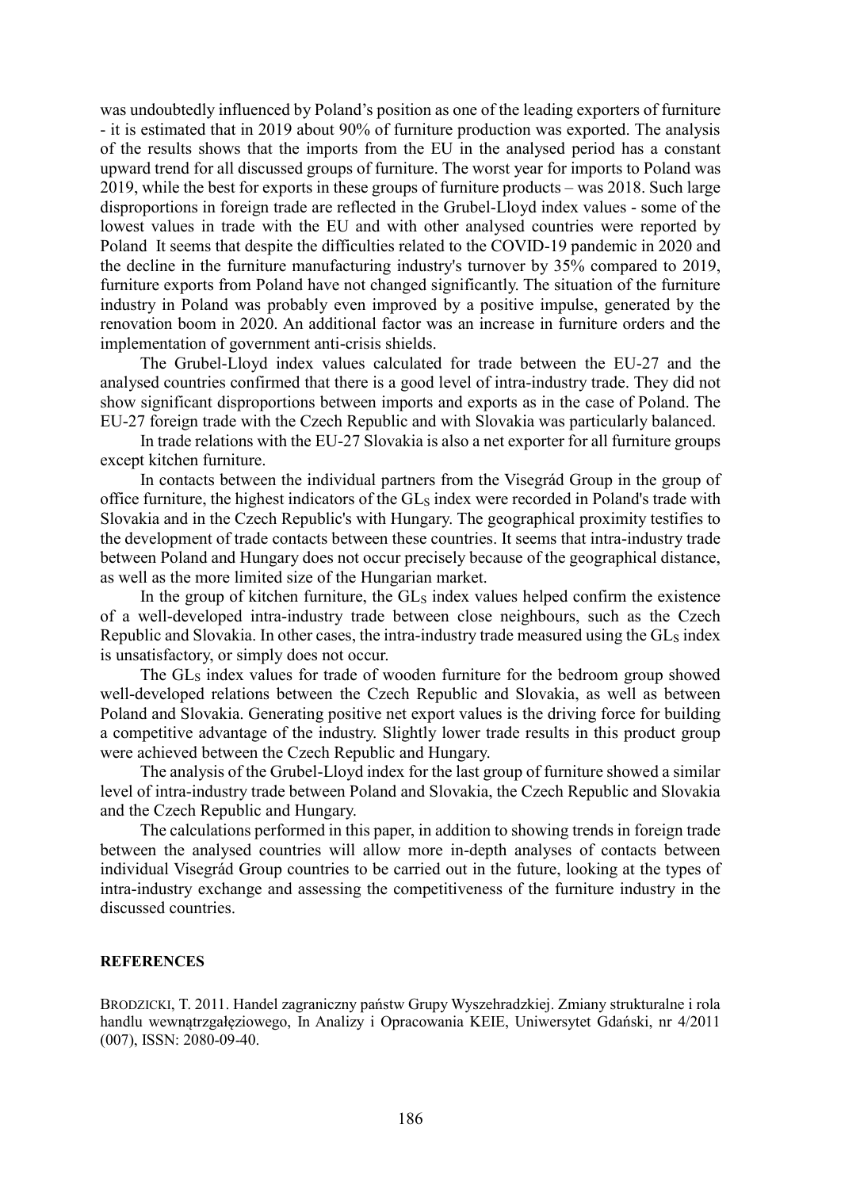was undoubtedly influenced by Poland's position as one of the leading exporters of furniture - it is estimated that in 2019 about 90% of furniture production was exported. The analysis of the results shows that the imports from the EU in the analysed period has a constant upward trend for all discussed groups of furniture. The worst year for imports to Poland was 2019, while the best for exports in these groups of furniture products – was 2018. Such large disproportions in foreign trade are reflected in the Grubel-Lloyd index values - some of the lowest values in trade with the EU and with other analysed countries were reported by Poland It seems that despite the difficulties related to the COVID-19 pandemic in 2020 and the decline in the furniture manufacturing industry's turnover by 35% compared to 2019, furniture exports from Poland have not changed significantly. The situation of the furniture industry in Poland was probably even improved by a positive impulse, generated by the renovation boom in 2020. An additional factor was an increase in furniture orders and the implementation of government anti-crisis shields.

The Grubel-Lloyd index values calculated for trade between the EU-27 and the analysed countries confirmed that there is a good level of intra-industry trade. They did not show significant disproportions between imports and exports as in the case of Poland. The EU-27 foreign trade with the Czech Republic and with Slovakia was particularly balanced.

In trade relations with the EU-27 Slovakia is also a net exporter for all furniture groups except kitchen furniture.

In contacts between the individual partners from the Visegrád Group in the group of office furniture, the highest indicators of the $GL_S$ index were recorded in Poland's trade with Slovakia and in the Czech Republic's with Hungary. The geographical proximity testifies to the development of trade contacts between these countries. It seems that intra-industry trade between Poland and Hungary does not occur precisely because of the geographical distance, as well as the more limited size of the Hungarian market.

In the group of kitchen furniture, the $GL_S$ index values helped confirm the existence of a well-developed intra-industry trade between close neighbours, such as the Czech Republic and Slovakia. In other cases, the intra-industry trade measured using the $GL_S$ index is unsatisfactory, or simply does not occur.

The $GL_S$ index values for trade of wooden furniture for the bedroom group showed well-developed relations between the Czech Republic and Slovakia, as well as between Poland and Slovakia. Generating positive net export values is the driving force for building a competitive advantage of the industry. Slightly lower trade results in this product group were achieved between the Czech Republic and Hungary.

The analysis of the Grubel-Lloyd index for the last group of furniture showed a similar level of intra-industry trade between Poland and Slovakia, the Czech Republic and Slovakia and the Czech Republic and Hungary.

The calculations performed in this paper, in addition to showing trends in foreign trade between the analysed countries will allow more in-depth analyses of contacts between individual Visegrád Group countries to be carried out in the future, looking at the types of intra-industry exchange and assessing the competitiveness of the furniture industry in the discussed countries.

## REFERENCES

BRODZICKI, T. 2011. Handel zagraniczny państw Grupy Wyszehradzkiej. Zmiany strukturalne i rola handlu wewnątrzgałęziowego, In Analizy i Opracowania KEIE, Uniwersytet Gdański, nr 4/2011 (007), ISSN: 2080-09-40.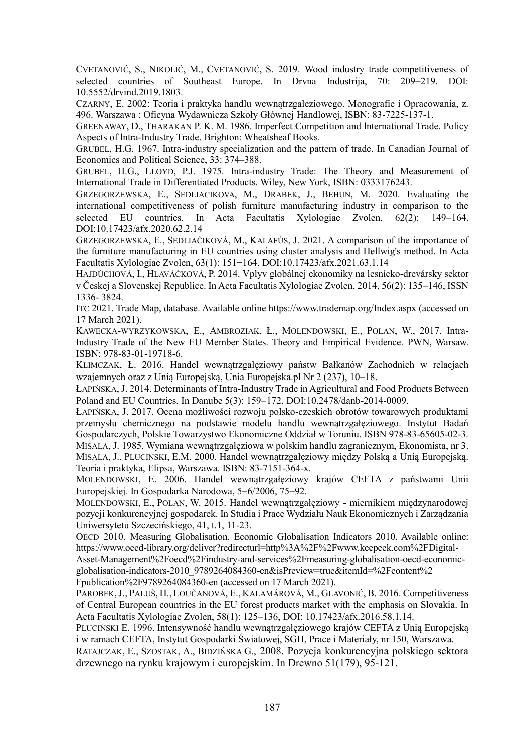CVETANOVIĆ, S., NIKOLIĆ, M., CVETANOVIĆ, S. 2019. Wood industry trade competitiveness of selected countries of Southeast Europe. In Drvna Industrija, 70: 209–219. DOI: 10.5552/drvind.2019.1803.

CZARNY, E. 2002: Teoria i praktyka handlu wewnątrzgałeziowego. Monografie i Opracowania, z. 496. Warszawa : Oficyna Wydawnicza Szkoły Głównej Handlowej, ISBN: 83-7225-137-1.

GREENAWAY, D., THARAKAN P. K. M. 1986. Imperfect Competition and lnternational Trade. Policy Aspects of lntra-Industry Trade. Brighton: Wheatsheaf Books.

GRUBEL, H.G. 1967. Intra-industry specialization and the pattern of trade. In Canadian Journal of Economics and Political Science, 33: 374–388.

GRUBEL, H.G., LLOYD, P.J. 1975. Intra-industry Trade: The Theory and Measurement of International Trade in Differentiated Products. Wiley, New York, ISBN: 0333176243.

GRZEGORZEWSKA, E., SEDLIACIKOVA, M., DRABEK, J., BEHUN, M. 2020. Evaluating the international competitiveness of polish furniture manufacturing industry in comparison to the selected EU countries. In Acta Facultatis Xylologiae Zvolen, 62(2): 149−164. DOI:10.17423/afx.2020.62.2.14

GRZEGORZEWSKA, E., SEDLIAČIKOVÁ, M., KALAFÚS, J. 2021. A comparison of the importance of the furniture manufacturing in EU countries using cluster analysis and Hellwig's method. In Acta Facultatis Xylologiae Zvolen, 63(1): 151−164. DOI:10.17423/afx.2021.63.1.14

HAJDÚCHOVÁ, I., HLAVÁČKOVÁ, P. 2014. Vplyv globálnej ekonomiky na lesnícko-drevársky sektor v Českej a Slovenskej Republice. In Acta Facultatis Xylologiae Zvolen, 2014, 56(2): 135–146, ISSN 1336- 3824.

ITC 2021. Trade Map, database. Available online https://www.trademap.org/Index.aspx (accessed on 17 March 2021).

KAWECKA-WYRZYKOWSKA, E., AMBROZIAK, Ł., MOLENDOWSKI, E., POLAN, W., 2017. Intra-Industry Trade of the New EU Member States. Theory and Empirical Evidence. PWN, Warsaw. ISBN: 978-83-01-19718-6.

KLIMCZAK, Ł. 2016. Handel wewnątrzgałęziowy państw Bałkanów Zachodnich w relacjach wzajemnych oraz z Unią Europejską, Unia Europejska.pl Nr 2 (237), 10–18.

ŁAPIŃSKA, J. 2014. Determinants of Intra-Industry Trade in Agricultural and Food Products Between Poland and EU Countries. In Danube 5(3): 159−172. DOI:10.2478/danb-2014-0009.

ŁAPIŃSKA, J. 2017. Ocena możliwości rozwoju polsko-czeskich obrotów towarowych produktami przemysłu chemicznego na podstawie modelu handlu wewnątrzgałęziowego. Instytut Badań Gospodarczych, Polskie Towarzystwo Ekonomiczne Oddział w Toruniu. ISBN 978-83-65605-02-3.

MISALA, J. 1985. Wymiana wewnątrzgałęziowa w polskim handlu zagranicznym, Ekonomista, nr 3.

MISALA, J., PLUCIŃSKI, E.M. 2000. Handel wewnątrzgałęziowy między Polską a Unią Europejską. Teoria i praktyka, Elipsa, Warszawa. ISBN: 83-7151-364-x.

MOLENDOWSKI, E. 2006. Handel wewnątrzgałęziowy krajów CEFTA z państwami Unii Europejskiej. In Gospodarka Narodowa, 5–6/2006, 75–92.

MOLENDOWSKI, E., POLAN, W. 2015. Handel wewnątrzgałęziowy - miernikiem międzynarodowej pozycji konkurencyjnej gospodarek. In Studia i Prace Wydziału Nauk Ekonomicznych i Zarządzania Uniwersytetu Szczecińskiego, 41, t.1, 11-23.

OECD 2010. Measuring Globalisation. Economic Globalisation Indicators 2010. Available online: https://www.oecd-library.org/deliver?redirecturl=http%3A%2F%2Fwww.keepeek.com%2FDigital-Asset-Management%2Foecd%2Findustry-and-services%2Fmeasuring-globalisation-oecd-economic-globalisation-indicators-2010_9789264084360-en&isPreview=true&itemId=%2Fcontent%2Fpublication%2F9789264084360-en (accessed on 17 March 2021).

PAROBEK, J., PALUŠ, H., LOUČANOVÁ, E., KALAMÁROVÁ, M., GLAVONIĆ, B. 2016. Competitiveness of Central European countries in the EU forest products market with the emphasis on Slovakia. In Acta Facultatis Xylologiae Zvolen, 58(1): 125–136, DOI: 10.17423/afx.2016.58.1.14.

PLUCIŃSKI E. 1996. Intensywność handlu wewnątrzgałęziowego krajów CEFTA z Unią Europejską i w ramach CEFTA, Instytut Gospodarki Światowej, SGH, Prace i Materiały, nr 150, Warszawa.

RATAJCZAK, E., SZOSTAK, A., BIDZIŃSKA G., 2008. Pozycja konkurencyjna polskiego sektora drzewnego na rynku krajowym i europejskim. In Drewno 51(179), 95-121.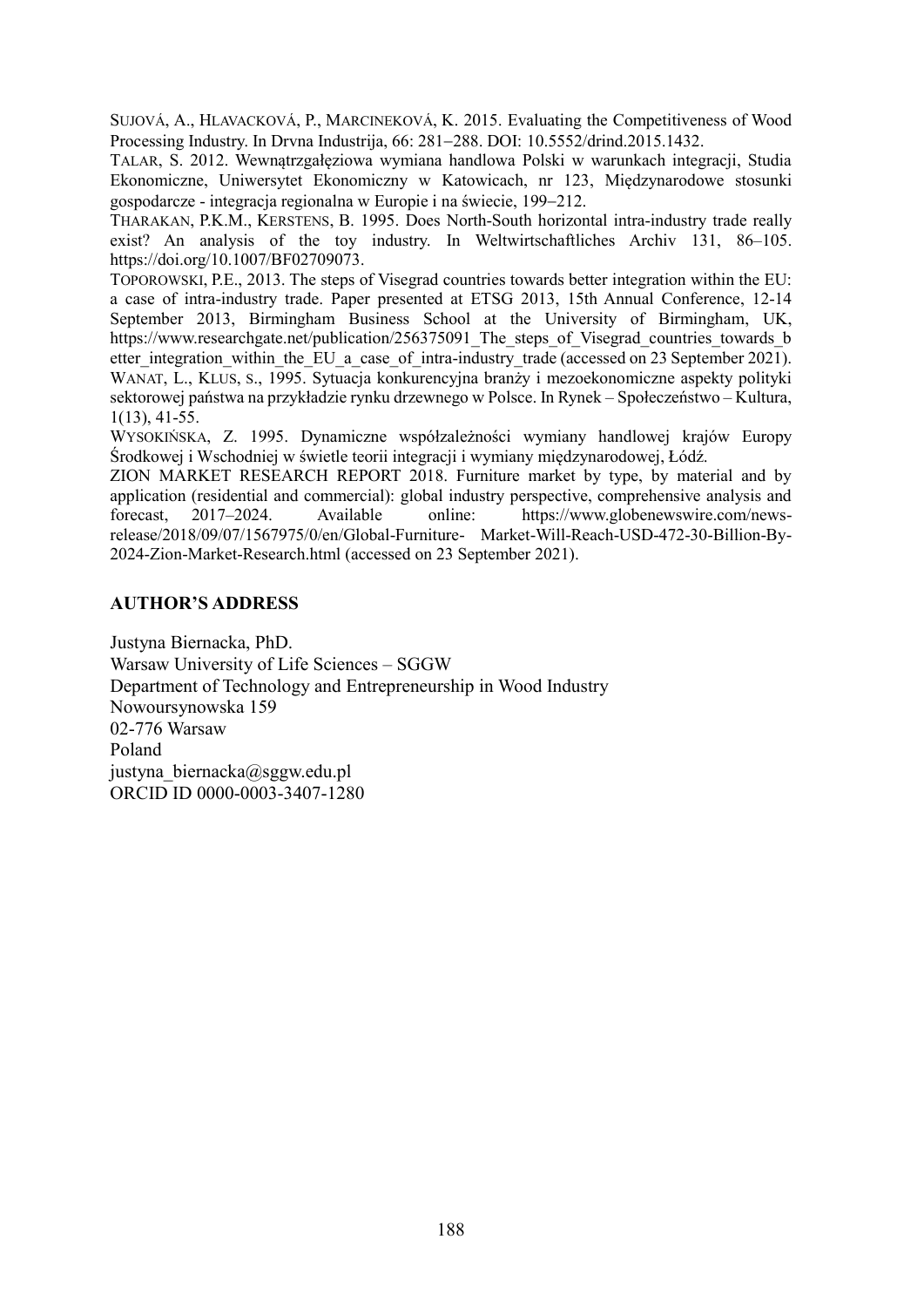SUJOVÁ, A., HLAVACKOVÁ, P., MARCINEKOVÁ, K. 2015. Evaluating the Competitiveness of Wood Processing Industry. In Drvna Industrija, 66: 281‒288. DOI: 10.5552/drind.2015.1432.

TALAR, S. 2012. Wewnątrzgałęziowa wymiana handlowa Polski w warunkach integracji, Studia Ekonomiczne, Uniwersytet Ekonomiczny w Katowicach, nr 123, Międzynarodowe stosunki gospodarcze - integracja regionalna w Europie i na świecie, 199‒212.

THARAKAN, P.K.M., KERSTENS, B. 1995. Does North-South horizontal intra-industry trade really exist? An analysis of the toy industry. In Weltwirtschaftliches Archiv 131, 86–105. https://doi.org/10.1007/BF02709073.

TOPOROWSKI, P.E., 2013. The steps of Visegrad countries towards better integration within the EU: a case of intra-industry trade. Paper presented at ETSG 2013, 15th Annual Conference, 12-14 September 2013, Birmingham Business School at the University of Birmingham, UK, https://www.researchgate.net/publication/256375091_The_steps_of_Visegrad_countries_towards_better_integration_within_the_EU_a_case_of_intra-industry_trade (accessed on 23 September 2021).

WANAT, L., KLUS, S., 1995. Sytuacja konkurencyjna branży i mezoekonomiczne aspekty polityki sektorowej państwa na przykładzie rynku drzewnego w Polsce. In Rynek – Społeczeństwo – Kultura, 1(13), 41-55.

WYSOKIŃSKA, Z. 1995. Dynamiczne współzależności wymiany handlowej krajów Europy Środkowej i Wschodniej w świetle teorii integracji i wymiany międzynarodowej, Łódź.

ZION MARKET RESEARCH REPORT 2018. Furniture market by type, by material and by application (residential and commercial): global industry perspective, comprehensive analysis and forecast, 2017–2024. Available online: https://www.globenewswire.com/news-release/2018/09/07/1567975/0/en/Global-Furniture- Market-Will-Reach-USD-472-30-Billion-By-2024-Zion-Market-Research.html (accessed on 23 September 2021).

## AUTHOR'S ADDRESS

Justyna Biernacka, PhD.  
Warsaw University of Life Sciences – SGGW  
Department of Technology and Entrepreneurship in Wood Industry  
Nowoursynowska 159  
02-776 Warsaw  
Poland  
justyna_biernacka@sggw.edu.pl  
ORCID ID 0000-0003-3407-1280